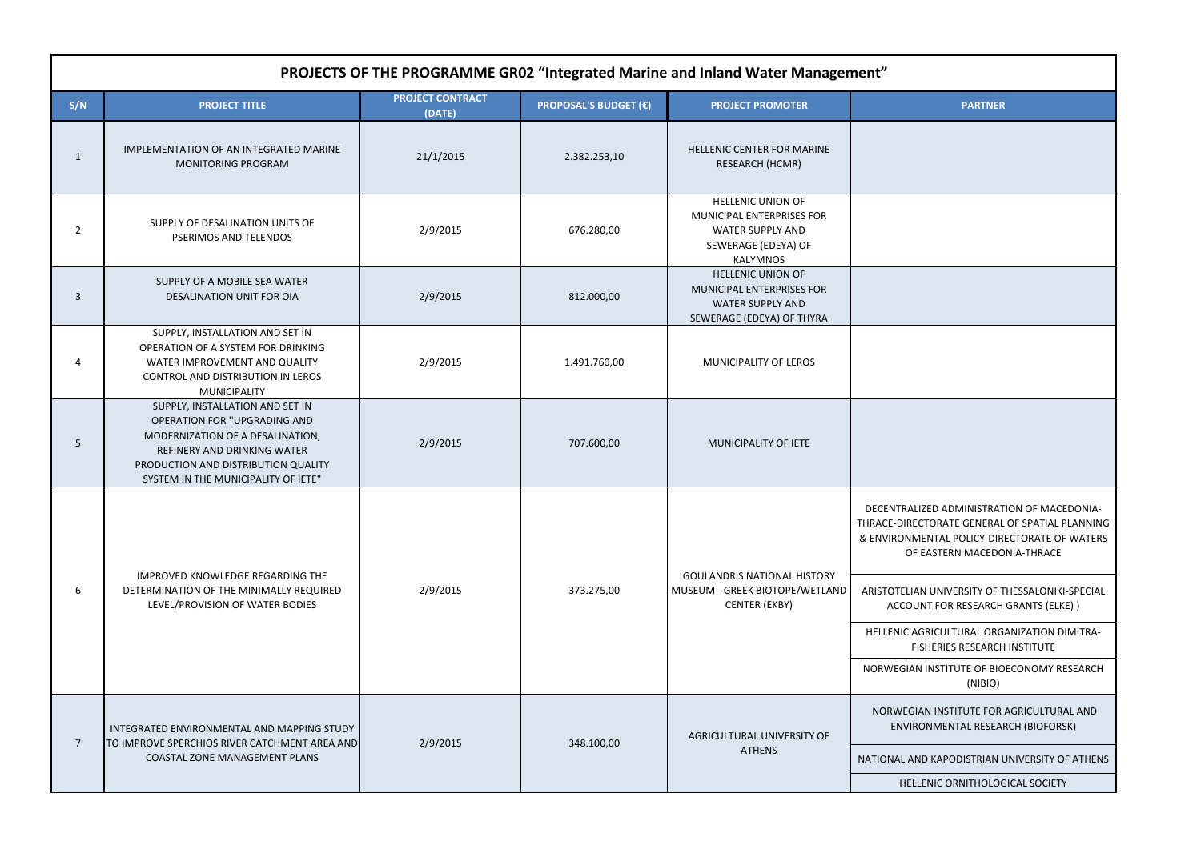| PROJECTS OF THE PROGRAMME GR02 "Integrated Marine and Inland Water Management" | | | | | |
|---|---|---|---|---|---|
| **S/N** | **PROJECT TITLE** | **PROJECT CONTRACT (DATE)** | **PROPOSAL'S BUDGET (€)** | **PROJECT PROMOTER** | **PARTNER** |
| 1 | IMPLEMENTATION OF AN INTEGRATED MARINE MONITORING PROGRAM | 21/1/2015 | 2.382.253,10 | HELLENIC CENTER FOR MARINE RESEARCH (HCMR) | |
| 2 | SUPPLY OF DESALINATION UNITS OF PSERIMOS AND TELENDOS | 2/9/2015 | 676.280,00 | HELLENIC UNION OF MUNICIPAL ENTERPRISES FOR WATER SUPPLY AND SEWERAGE (EDEYA) OF KALYMNOS | |
| 3 | SUPPLY OF A MOBILE SEA WATER DESALINATION UNIT FOR OIA | 2/9/2015 | 812.000,00 | HELLENIC UNION OF MUNICIPAL ENTERPRISES FOR WATER SUPPLY AND SEWERAGE (EDEYA) OF THYRA | |
| 4 | SUPPLY, INSTALLATION AND SET IN OPERATION OF A SYSTEM FOR DRINKING WATER IMPROVEMENT AND QUALITY CONTROL AND DISTRIBUTION IN LEROS MUNICIPALITY | 2/9/2015 | 1.491.760,00 | MUNICIPALITY OF LEROS | |
| 5 | SUPPLY, INSTALLATION AND SET IN OPERATION FOR "UPGRADING AND MODERNIZATION OF A DESALINATION, REFINERY AND DRINKING WATER PRODUCTION AND DISTRIBUTION QUALITY SYSTEM IN THE MUNICIPALITY OF IETE" | 2/9/2015 | 707.600,00 | MUNICIPALITY OF IETE | |
| 6 | IMPROVED KNOWLEDGE REGARDING THE DETERMINATION OF THE MINIMALLY REQUIRED LEVEL/PROVISION OF WATER BODIES | 2/9/2015 | 373.275,00 | GOULANDRIS NATIONAL HISTORY MUSEUM - GREEK BIOTOPE/WETLAND CENTER (EKBY) | DECENTRALIZED ADMINISTRATION OF MACEDONIA-THRACE-DIRECTORATE GENERAL OF SPATIAL PLANNING & ENVIRONMENTAL POLICY-DIRECTORATE OF WATERS OF EASTERN MACEDONIA-THRACE |
| | | | | | ARISTOTELIAN UNIVERSITY OF THESSALONIKI-SPECIAL ACCOUNT FOR RESEARCH GRANTS (ELKE) ) |
| | | | | | HELLENIC AGRICULTURAL ORGANIZATION DIMITRA-FISHERIES RESEARCH INSTITUTE |
| | | | | | NORWEGIAN INSTITUTE OF BIOECONOMY RESEARCH (NIBIO) |
| 7 | INTEGRATED ENVIRONMENTAL AND MAPPING STUDY TO IMPROVE SPERCHIOS RIVER CATCHMENT AREA AND COASTAL ZONE MANAGEMENT PLANS | 2/9/2015 | 348.100,00 | AGRICULTURAL UNIVERSITY OF ATHENS | NORWEGIAN INSTITUTE FOR AGRICULTURAL AND ENVIRONMENTAL RESEARCH (BIOFORSK) |
| | | | | | NATIONAL AND KAPODISTRIAN UNIVERSITY OF ATHENS |
| | | | | | HELLENIC ORNITHOLOGICAL SOCIETY |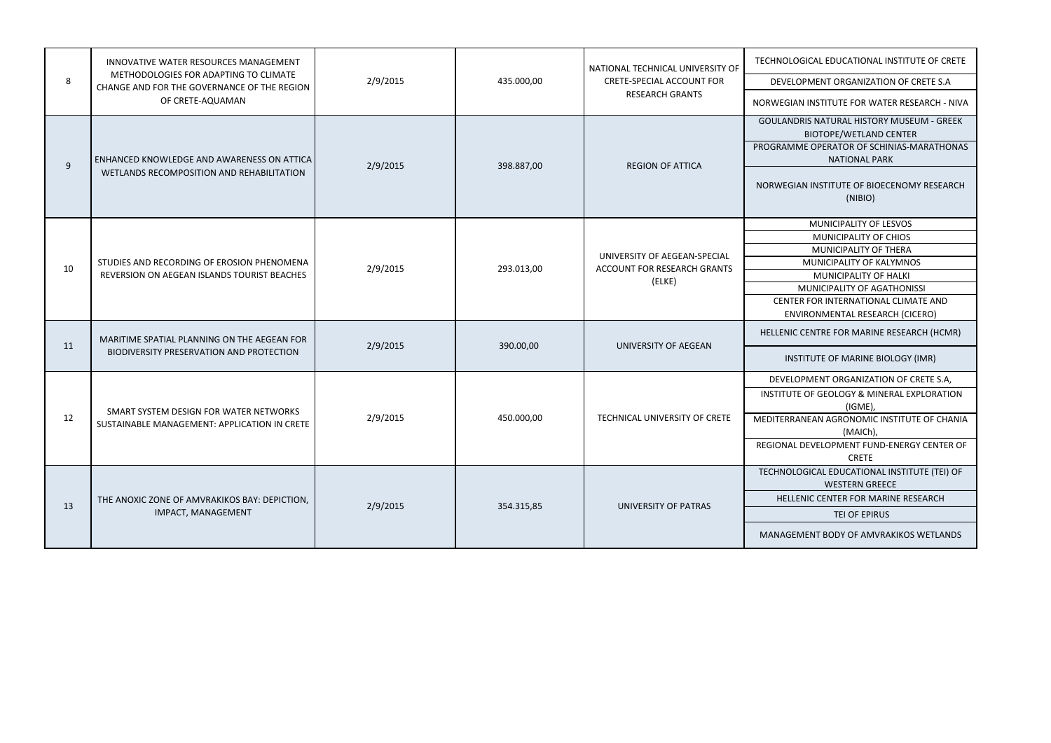| | | | | | |
|---|---|---|---|---|---|
| 8 | INNOVATIVE WATER RESOURCES MANAGEMENT METHODOLOGIES FOR ADAPTING TO CLIMATE CHANGE AND FOR THE GOVERNANCE OF THE REGION OF CRETE-AQUAMAN | 2/9/2015 | 435.000,00 | NATIONAL TECHNICAL UNIVERSITY OF CRETE-SPECIAL ACCOUNT FOR RESEARCH GRANTS | TECHNOLOGICAL EDUCATIONAL INSTITUTE OF CRETE<br>DEVELOPMENT ORGANIZATION OF CRETE S.A<br>NORWEGIAN INSTITUTE FOR WATER RESEARCH - NIVA |
| 9 | ENHANCED KNOWLEDGE AND AWARENESS ON ATTICA WETLANDS RECOMPOSITION AND REHABILITATION | 2/9/2015 | 398.887,00 | REGION OF ATTICA | GOULANDRIS NATURAL HISTORY MUSEUM - GREEK BIOTOPE/WETLAND CENTER<br>PROGRAMME OPERATOR OF SCHINIAS-MARATHONAS NATIONAL PARK<br>NORWEGIAN INSTITUTE OF BIOECENOMY RESEARCH (NIBIO) |
| 10 | STUDIES AND RECORDING OF EROSION PHENOMENA REVERSION ON AEGEAN ISLANDS TOURIST BEACHES | 2/9/2015 | 293.013,00 | UNIVERSITY OF AEGEAN-SPECIAL ACCOUNT FOR RESEARCH GRANTS (ELKE) | MUNICIPALITY OF LESVOS<br>MUNICIPALITY OF CHIOS<br>MUNICIPALITY OF THERA<br>MUNICIPALITY OF KALYMNOS<br>MUNICIPALITY OF HALKI<br>MUNICIPALITY OF AGATHONISSI<br>CENTER FOR INTERNATIONAL CLIMATE AND ENVIRONMENTAL RESEARCH (CICERO) |
| 11 | MARITIME SPATIAL PLANNING ON THE AEGEAN FOR BIODIVERSITY PRESERVATION AND PROTECTION | 2/9/2015 | 390.00,00 | UNIVERSITY OF AEGEAN | HELLENIC CENTRE FOR MARINE RESEARCH (HCMR)<br>INSTITUTE OF MARINE BIOLOGY (IMR) |
| 12 | SMART SYSTEM DESIGN FOR WATER NETWORKS SUSTAINABLE MANAGEMENT: APPLICATION IN CRETE | 2/9/2015 | 450.000,00 | TECHNICAL UNIVERSITY OF CRETE | DEVELOPMENT ORGANIZATION OF CRETE S.A,<br>INSTITUTE OF GEOLOGY & MINERAL EXPLORATION (IGME),<br>MEDITERRANEAN AGRONOMIC INSTITUTE OF CHANIA (MAICh),<br>REGIONAL DEVELOPMENT FUND-ENERGY CENTER OF CRETE |
| 13 | THE ANOXIC ZONE OF AMVRAKIKOS BAY: DEPICTION, IMPACT, MANAGEMENT | 2/9/2015 | 354.315,85 | UNIVERSITY OF PATRAS | TECHNOLOGICAL EDUCATIONAL INSTITUTE (TEI) OF WESTERN GREECE<br>HELLENIC CENTER FOR MARINE RESEARCH<br>TEI OF EPIRUS<br>MANAGEMENT BODY OF AMVRAKIKOS WETLANDS |